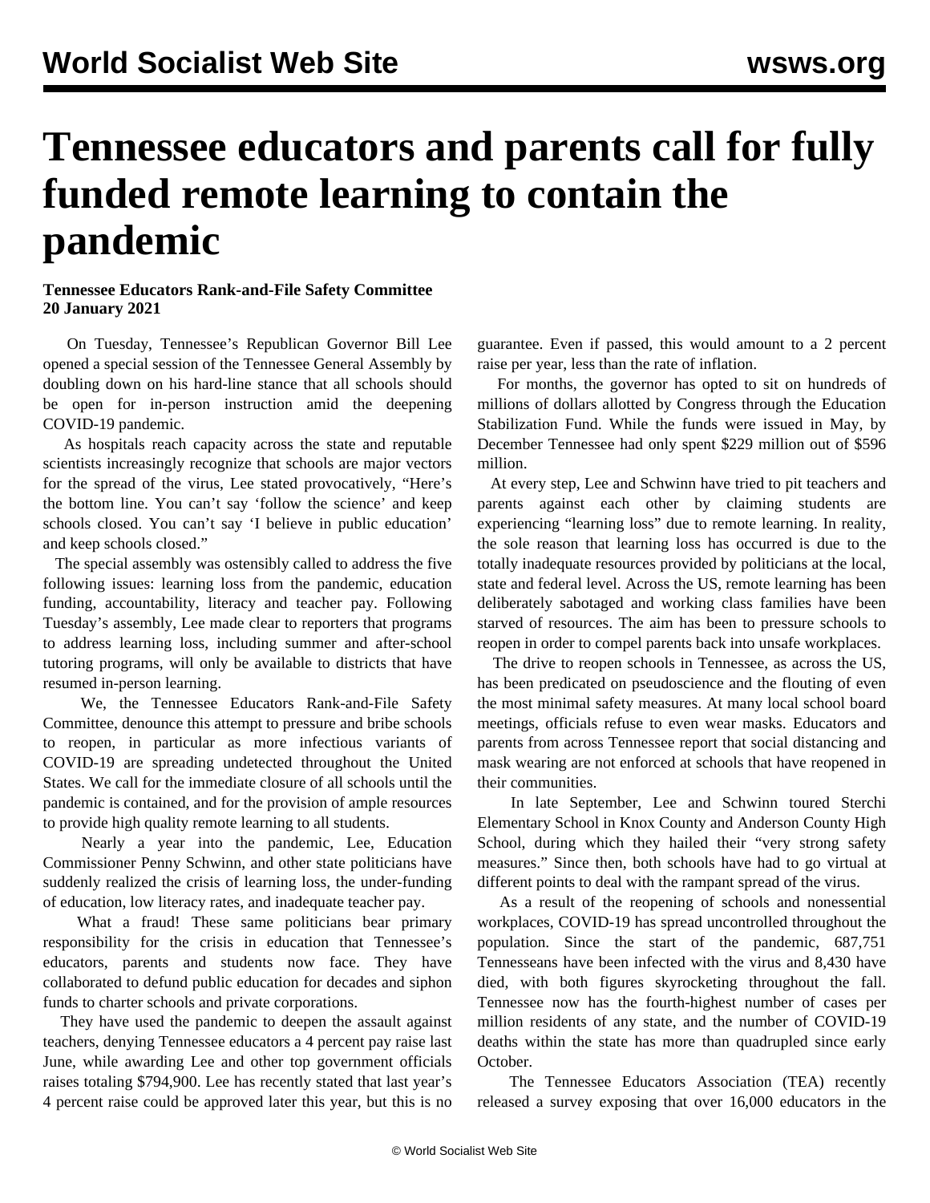# Tennessee educators and parents call for fully funded remote learning to contain the pandemic

**Tennessee Educators Rank-and-File Safety Committee**
**20 January 2021**

On Tuesday, Tennessee's Republican Governor Bill Lee opened a special session of the Tennessee General Assembly by doubling down on his hard-line stance that all schools should be open for in-person instruction amid the deepening COVID-19 pandemic.

As hospitals reach capacity across the state and reputable scientists increasingly recognize that schools are major vectors for the spread of the virus, Lee stated provocatively, "Here's the bottom line. You can't say 'follow the science' and keep schools closed. You can't say 'I believe in public education' and keep schools closed."

The special assembly was ostensibly called to address the five following issues: learning loss from the pandemic, education funding, accountability, literacy and teacher pay. Following Tuesday's assembly, Lee made clear to reporters that programs to address learning loss, including summer and after-school tutoring programs, will only be available to districts that have resumed in-person learning.

We, the Tennessee Educators Rank-and-File Safety Committee, denounce this attempt to pressure and bribe schools to reopen, in particular as more infectious variants of COVID-19 are spreading undetected throughout the United States. We call for the immediate closure of all schools until the pandemic is contained, and for the provision of ample resources to provide high quality remote learning to all students.

Nearly a year into the pandemic, Lee, Education Commissioner Penny Schwinn, and other state politicians have suddenly realized the crisis of learning loss, the under-funding of education, low literacy rates, and inadequate teacher pay.

What a fraud! These same politicians bear primary responsibility for the crisis in education that Tennessee's educators, parents and students now face. They have collaborated to defund public education for decades and siphon funds to charter schools and private corporations.

They have used the pandemic to deepen the assault against teachers, denying Tennessee educators a 4 percent pay raise last June, while awarding Lee and other top government officials raises totaling $794,900. Lee has recently stated that last year's 4 percent raise could be approved later this year, but this is no guarantee. Even if passed, this would amount to a 2 percent raise per year, less than the rate of inflation.

For months, the governor has opted to sit on hundreds of millions of dollars allotted by Congress through the Education Stabilization Fund. While the funds were issued in May, by December Tennessee had only spent $229 million out of $596 million.

At every step, Lee and Schwinn have tried to pit teachers and parents against each other by claiming students are experiencing "learning loss" due to remote learning. In reality, the sole reason that learning loss has occurred is due to the totally inadequate resources provided by politicians at the local, state and federal level. Across the US, remote learning has been deliberately sabotaged and working class families have been starved of resources. The aim has been to pressure schools to reopen in order to compel parents back into unsafe workplaces.

The drive to reopen schools in Tennessee, as across the US, has been predicated on pseudoscience and the flouting of even the most minimal safety measures. At many local school board meetings, officials refuse to even wear masks. Educators and parents from across Tennessee report that social distancing and mask wearing are not enforced at schools that have reopened in their communities.

In late September, Lee and Schwinn toured Sterchi Elementary School in Knox County and Anderson County High School, during which they hailed their "very strong safety measures." Since then, both schools have had to go virtual at different points to deal with the rampant spread of the virus.

As a result of the reopening of schools and nonessential workplaces, COVID-19 has spread uncontrolled throughout the population. Since the start of the pandemic, 687,751 Tennesseans have been infected with the virus and 8,430 have died, with both figures skyrocketing throughout the fall. Tennessee now has the fourth-highest number of cases per million residents of any state, and the number of COVID-19 deaths within the state has more than quadrupled since early October.

The Tennessee Educators Association (TEA) recently released a survey exposing that over 16,000 educators in the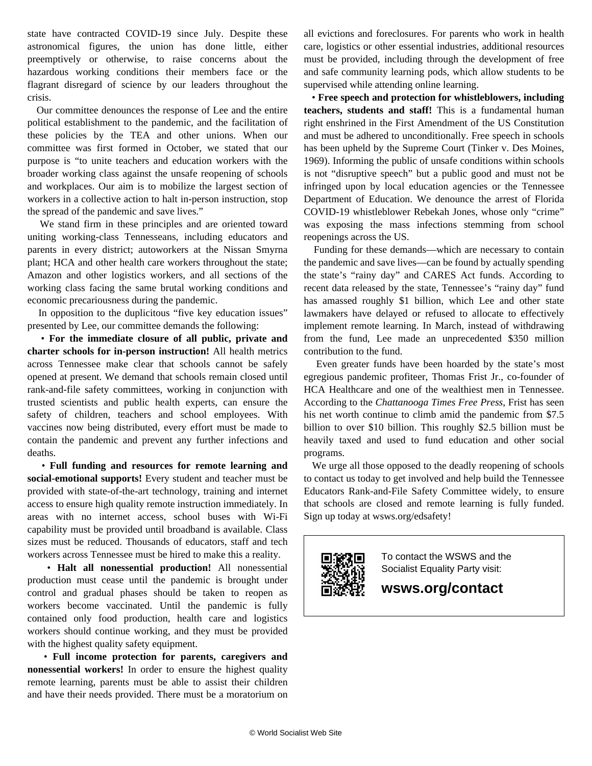state have contracted COVID-19 since July. Despite these astronomical figures, the union has done little, either preemptively or otherwise, to raise concerns about the hazardous working conditions their members face or the flagrant disregard of science by our leaders throughout the crisis.

Our committee denounces the response of Lee and the entire political establishment to the pandemic, and the facilitation of these policies by the TEA and other unions. When our committee was first formed in October, we stated that our purpose is "to unite teachers and education workers with the broader working class against the unsafe reopening of schools and workplaces. Our aim is to mobilize the largest section of workers in a collective action to halt in-person instruction, stop the spread of the pandemic and save lives."

We stand firm in these principles and are oriented toward uniting working-class Tennesseans, including educators and parents in every district; autoworkers at the Nissan Smyrna plant; HCA and other health care workers throughout the state; Amazon and other logistics workers, and all sections of the working class facing the same brutal working conditions and economic precariousness during the pandemic.

In opposition to the duplicitous "five key education issues" presented by Lee, our committee demands the following:

- **For the immediate closure of all public, private and charter schools for in-person instruction!** All health metrics across Tennessee make clear that schools cannot be safely opened at present. We demand that schools remain closed until rank-and-file safety committees, working in conjunction with trusted scientists and public health experts, can ensure the safety of children, teachers and school employees. With vaccines now being distributed, every effort must be made to contain the pandemic and prevent any further infections and deaths.

- **Full funding and resources for remote learning and social-emotional supports!** Every student and teacher must be provided with state-of-the-art technology, training and internet access to ensure high quality remote instruction immediately. In areas with no internet access, school buses with Wi-Fi capability must be provided until broadband is available. Class sizes must be reduced. Thousands of educators, staff and tech workers across Tennessee must be hired to make this a reality.

- **Halt all nonessential production!** All nonessential production must cease until the pandemic is brought under control and gradual phases should be taken to reopen as workers become vaccinated. Until the pandemic is fully contained only food production, health care and logistics workers should continue working, and they must be provided with the highest quality safety equipment.

- **Full income protection for parents, caregivers and nonessential workers!** In order to ensure the highest quality remote learning, parents must be able to assist their children and have their needs provided. There must be a moratorium on all evictions and foreclosures. For parents who work in health care, logistics or other essential industries, additional resources must be provided, including through the development of free and safe community learning pods, which allow students to be supervised while attending online learning.

- **Free speech and protection for whistleblowers, including teachers, students and staff!** This is a fundamental human right enshrined in the First Amendment of the US Constitution and must be adhered to unconditionally. Free speech in schools has been upheld by the Supreme Court (Tinker v. Des Moines, 1969). Informing the public of unsafe conditions within schools is not "disruptive speech" but a public good and must not be infringed upon by local education agencies or the Tennessee Department of Education. We denounce the arrest of Florida COVID-19 whistleblower Rebekah Jones, whose only "crime" was exposing the mass infections stemming from school reopenings across the US.

Funding for these demands—which are necessary to contain the pandemic and save lives—can be found by actually spending the state's "rainy day" and CARES Act funds. According to recent data released by the state, Tennessee's "rainy day" fund has amassed roughly $1 billion, which Lee and other state lawmakers have delayed or refused to allocate to effectively implement remote learning. In March, instead of withdrawing from the fund, Lee made an unprecedented $350 million contribution to the fund.

Even greater funds have been hoarded by the state's most egregious pandemic profiteer, Thomas Frist Jr., co-founder of HCA Healthcare and one of the wealthiest men in Tennessee. According to the *Chattanooga Times Free Press*, Frist has seen his net worth continue to climb amid the pandemic from $7.5 billion to over $10 billion. This roughly $2.5 billion must be heavily taxed and used to fund education and other social programs.

We urge all those opposed to the deadly reopening of schools to contact us today to get involved and help build the Tennessee Educators Rank-and-File Safety Committee widely, to ensure that schools are closed and remote learning is fully funded. Sign up today at wsws.org/edsafety!

To contact the WSWS and the Socialist Equality Party visit:

**wsws.org/contact**